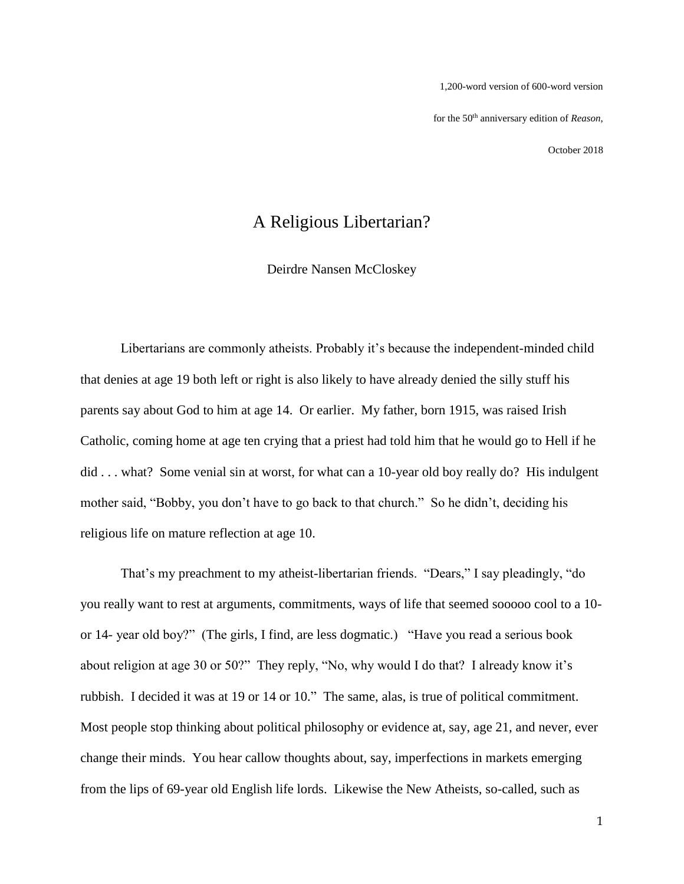1,200-word version of 600-word version

for the 50th anniversary edition of *Reason*,

October 2018

# A Religious Libertarian?

Deirdre Nansen McCloskey

Libertarians are commonly atheists. Probably it's because the independent-minded child that denies at age 19 both left or right is also likely to have already denied the silly stuff his parents say about God to him at age 14. Or earlier. My father, born 1915, was raised Irish Catholic, coming home at age ten crying that a priest had told him that he would go to Hell if he did . . . what? Some venial sin at worst, for what can a 10-year old boy really do? His indulgent mother said, "Bobby, you don't have to go back to that church." So he didn't, deciding his religious life on mature reflection at age 10.

That's my preachment to my atheist-libertarian friends. "Dears," I say pleadingly, "do you really want to rest at arguments, commitments, ways of life that seemed sooooo cool to a 10- or 14- year old boy?" (The girls, I find, are less dogmatic.) "Have you read a serious book about religion at age 30 or 50?" They reply, "No, why would I do that? I already know it's rubbish. I decided it was at 19 or 14 or 10." The same, alas, is true of political commitment. Most people stop thinking about political philosophy or evidence at, say, age 21, and never, ever change their minds. You hear callow thoughts about, say, imperfections in markets emerging from the lips of 69-year old English life lords. Likewise the New Atheists, so-called, such as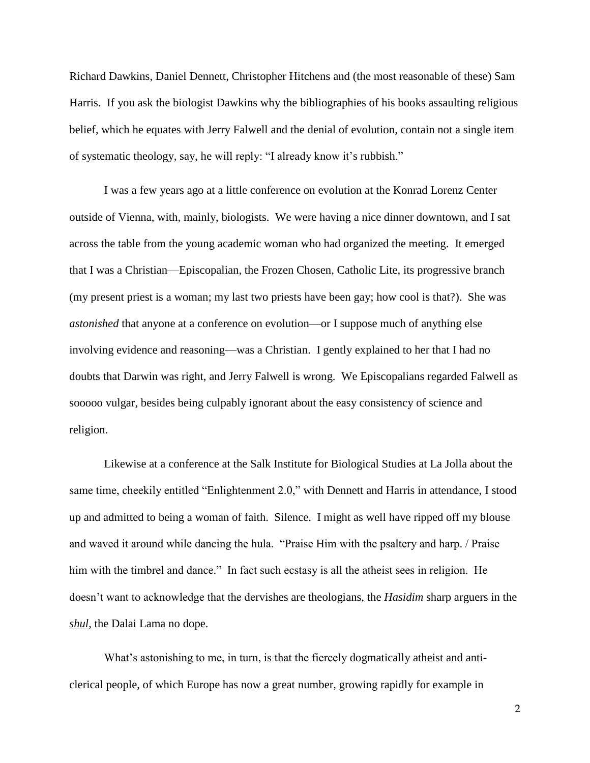Richard Dawkins, Daniel Dennett, Christopher Hitchens and (the most reasonable of these) Sam Harris. If you ask the biologist Dawkins why the bibliographies of his books assaulting religious belief, which he equates with Jerry Falwell and the denial of evolution, contain not a single item of systematic theology, say, he will reply: "I already know it's rubbish."

I was a few years ago at a little conference on evolution at the Konrad Lorenz Center outside of Vienna, with, mainly, biologists. We were having a nice dinner downtown, and I sat across the table from the young academic woman who had organized the meeting. It emerged that I was a Christian—Episcopalian, the Frozen Chosen, Catholic Lite, its progressive branch (my present priest is a woman; my last two priests have been gay; how cool is that?). She was *astonished* that anyone at a conference on evolution—or I suppose much of anything else involving evidence and reasoning—was a Christian. I gently explained to her that I had no doubts that Darwin was right, and Jerry Falwell is wrong. We Episcopalians regarded Falwell as sooooo vulgar, besides being culpably ignorant about the easy consistency of science and religion.

Likewise at a conference at the Salk Institute for Biological Studies at La Jolla about the same time, cheekily entitled "Enlightenment 2.0," with Dennett and Harris in attendance, I stood up and admitted to being a woman of faith. Silence. I might as well have ripped off my blouse and waved it around while dancing the hula. "Praise Him with the psaltery and harp. / Praise him with the timbrel and dance." In fact such ecstasy is all the atheist sees in religion. He doesn't want to acknowledge that the dervishes are theologians, the *Hasidim* sharp arguers in the *shul*, the Dalai Lama no dope.

What's astonishing to me, in turn, is that the fiercely dogmatically atheist and anti-clerical people, of which Europe has now a great number, growing rapidly for example in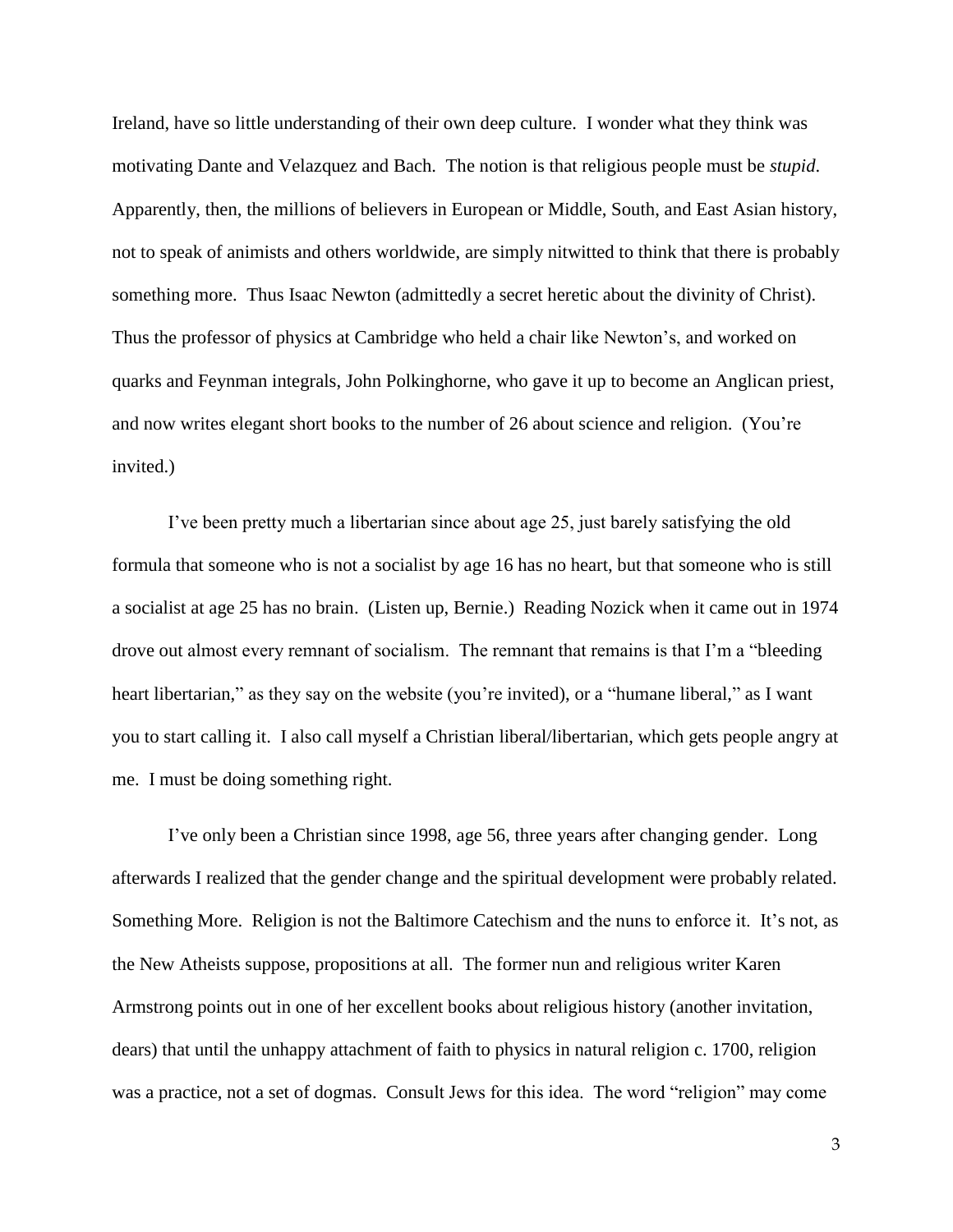Ireland, have so little understanding of their own deep culture. I wonder what they think was motivating Dante and Velazquez and Bach. The notion is that religious people must be *stupid*. Apparently, then, the millions of believers in European or Middle, South, and East Asian history, not to speak of animists and others worldwide, are simply nitwitted to think that there is probably something more. Thus Isaac Newton (admittedly a secret heretic about the divinity of Christ). Thus the professor of physics at Cambridge who held a chair like Newton's, and worked on quarks and Feynman integrals, John Polkinghorne, who gave it up to become an Anglican priest, and now writes elegant short books to the number of 26 about science and religion. (You're invited.)

I've been pretty much a libertarian since about age 25, just barely satisfying the old formula that someone who is not a socialist by age 16 has no heart, but that someone who is still a socialist at age 25 has no brain. (Listen up, Bernie.) Reading Nozick when it came out in 1974 drove out almost every remnant of socialism. The remnant that remains is that I'm a "bleeding heart libertarian," as they say on the website (you're invited), or a "humane liberal," as I want you to start calling it. I also call myself a Christian liberal/libertarian, which gets people angry at me. I must be doing something right.

I've only been a Christian since 1998, age 56, three years after changing gender. Long afterwards I realized that the gender change and the spiritual development were probably related. Something More. Religion is not the Baltimore Catechism and the nuns to enforce it. It's not, as the New Atheists suppose, propositions at all. The former nun and religious writer Karen Armstrong points out in one of her excellent books about religious history (another invitation, dears) that until the unhappy attachment of faith to physics in natural religion c. 1700, religion was a practice, not a set of dogmas. Consult Jews for this idea. The word "religion" may come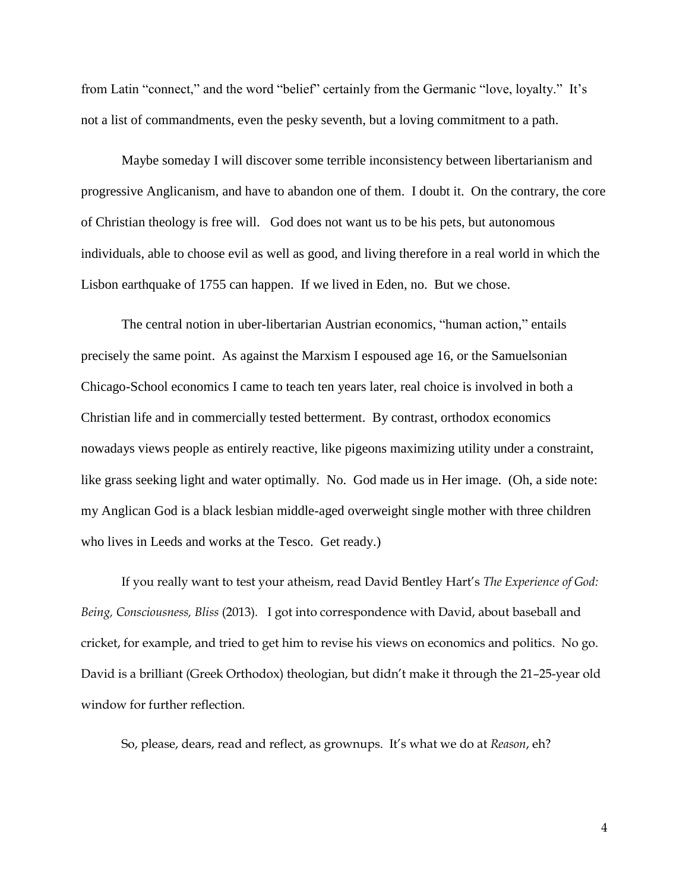from Latin "connect," and the word "belief" certainly from the Germanic "love, loyalty." It's not a list of commandments, even the pesky seventh, but a loving commitment to a path.

Maybe someday I will discover some terrible inconsistency between libertarianism and progressive Anglicanism, and have to abandon one of them. I doubt it. On the contrary, the core of Christian theology is free will. God does not want us to be his pets, but autonomous individuals, able to choose evil as well as good, and living therefore in a real world in which the Lisbon earthquake of 1755 can happen. If we lived in Eden, no. But we chose.

The central notion in uber-libertarian Austrian economics, "human action," entails precisely the same point. As against the Marxism I espoused age 16, or the Samuelsonian Chicago-School economics I came to teach ten years later, real choice is involved in both a Christian life and in commercially tested betterment. By contrast, orthodox economics nowadays views people as entirely reactive, like pigeons maximizing utility under a constraint, like grass seeking light and water optimally. No. God made us in Her image. (Oh, a side note: my Anglican God is a black lesbian middle-aged overweight single mother with three children who lives in Leeds and works at the Tesco. Get ready.)

If you really want to test your atheism, read David Bentley Hart's *The Experience of God: Being, Consciousness, Bliss* (2013). I got into correspondence with David, about baseball and cricket, for example, and tried to get him to revise his views on economics and politics. No go. David is a brilliant (Greek Orthodox) theologian, but didn't make it through the 21–25-year old window for further reflection.

So, please, dears, read and reflect, as grownups. It's what we do at *Reason*, eh?